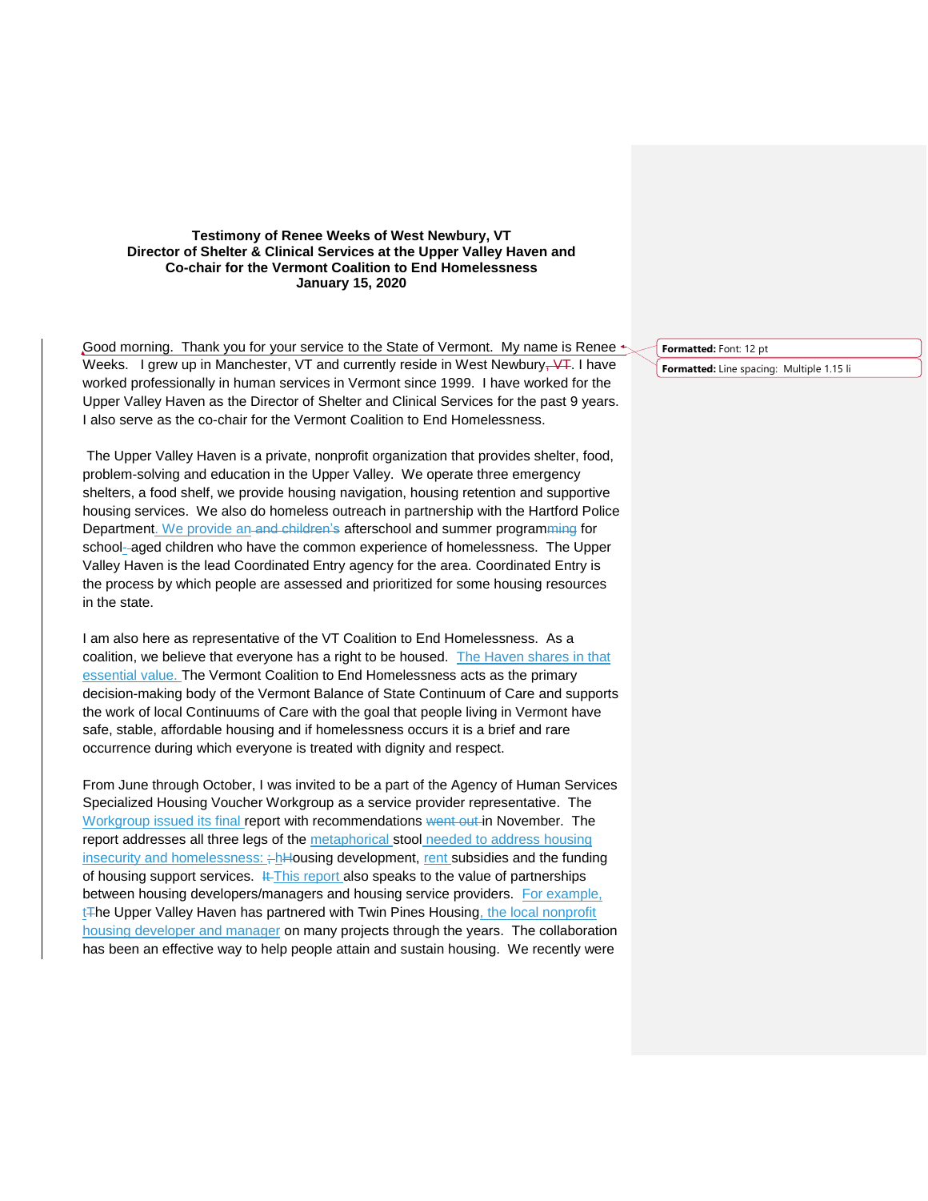**Testimony of Renee Weeks of West Newbury, VT**
**Director of Shelter & Clinical Services at the Upper Valley Haven and**
**Co-chair for the Vermont Coalition to End Homelessness**
**January 15, 2020**

Good morning. Thank you for your service to the State of Vermont. My name is Renee Weeks. I grew up in Manchester, VT and currently reside in West Newbury. I have worked professionally in human services in Vermont since 1999. I have worked for the Upper Valley Haven as the Director of Shelter and Clinical Services for the past 9 years. I also serve as the co-chair for the Vermont Coalition to End Homelessness.

The Upper Valley Haven is a private, nonprofit organization that provides shelter, food, problem-solving and education in the Upper Valley. We operate three emergency shelters, a food shelf, we provide housing navigation, housing retention and supportive housing services. We also do homeless outreach in partnership with the Hartford Police Department. We provide an afterschool and summer program for school-aged children who have the common experience of homelessness. The Upper Valley Haven is the lead Coordinated Entry agency for the area. Coordinated Entry is the process by which people are assessed and prioritized for some housing resources in the state.

I am also here as representative of the VT Coalition to End Homelessness. As a coalition, we believe that everyone has a right to be housed. The Haven shares in that essential value. The Vermont Coalition to End Homelessness acts as the primary decision-making body of the Vermont Balance of State Continuum of Care and supports the work of local Continuums of Care with the goal that people living in Vermont have safe, stable, affordable housing and if homelessness occurs it is a brief and rare occurrence during which everyone is treated with dignity and respect.

From June through October, I was invited to be a part of the Agency of Human Services Specialized Housing Voucher Workgroup as a service provider representative. The Workgroup issued its final report with recommendations in November. The report addresses all three legs of the metaphorical stool needed to address housing insecurity and homelessness: housing development, rent subsidies and the funding of housing support services. This report also speaks to the value of partnerships between housing developers/managers and housing service providers. For example, the Upper Valley Haven has partnered with Twin Pines Housing, the local nonprofit housing developer and manager on many projects through the years. The collaboration has been an effective way to help people attain and sustain housing. We recently were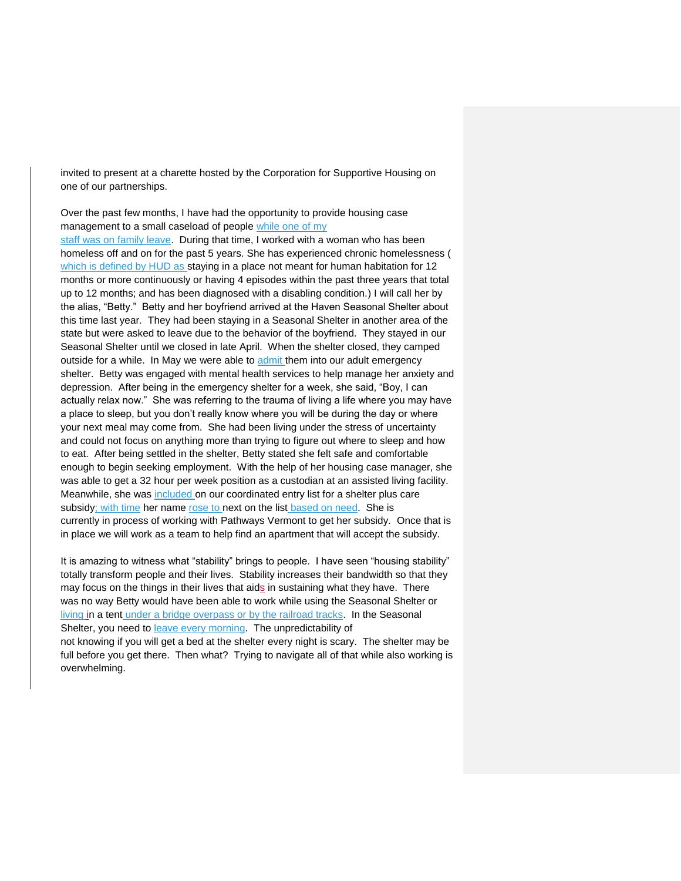invited to present at a charette hosted by the Corporation for Supportive Housing on one of our partnerships.

Over the past few months, I have had the opportunity to provide housing case management to a small caseload of people while one of my staff was on family leave. During that time, I worked with a woman who has been homeless off and on for the past 5 years. She has experienced chronic homelessness ( which is defined by HUD as staying in a place not meant for human habitation for 12 months or more continuously or having 4 episodes within the past three years that total up to 12 months; and has been diagnosed with a disabling condition.) I will call her by the alias, "Betty." Betty and her boyfriend arrived at the Haven Seasonal Shelter about this time last year. They had been staying in a Seasonal Shelter in another area of the state but were asked to leave due to the behavior of the boyfriend. They stayed in our Seasonal Shelter until we closed in late April. When the shelter closed, they camped outside for a while. In May we were able to admit them into our adult emergency shelter. Betty was engaged with mental health services to help manage her anxiety and depression. After being in the emergency shelter for a week, she said, "Boy, I can actually relax now." She was referring to the trauma of living a life where you may have a place to sleep, but you don't really know where you will be during the day or where your next meal may come from. She had been living under the stress of uncertainty and could not focus on anything more than trying to figure out where to sleep and how to eat. After being settled in the shelter, Betty stated she felt safe and comfortable enough to begin seeking employment. With the help of her housing case manager, she was able to get a 32 hour per week position as a custodian at an assisted living facility. Meanwhile, she was included on our coordinated entry list for a shelter plus care subsidy; with time her name rose to next on the list based on need. She is currently in process of working with Pathways Vermont to get her subsidy. Once that is in place we will work as a team to help find an apartment that will accept the subsidy.

It is amazing to witness what "stability" brings to people. I have seen "housing stability" totally transform people and their lives. Stability increases their bandwidth so that they may focus on the things in their lives that aids in sustaining what they have. There was no way Betty would have been able to work while using the Seasonal Shelter or living in a tent under a bridge overpass or by the railroad tracks. In the Seasonal Shelter, you need to leave every morning. The unpredictability of not knowing if you will get a bed at the shelter every night is scary. The shelter may be full before you get there. Then what? Trying to navigate all of that while also working is overwhelming.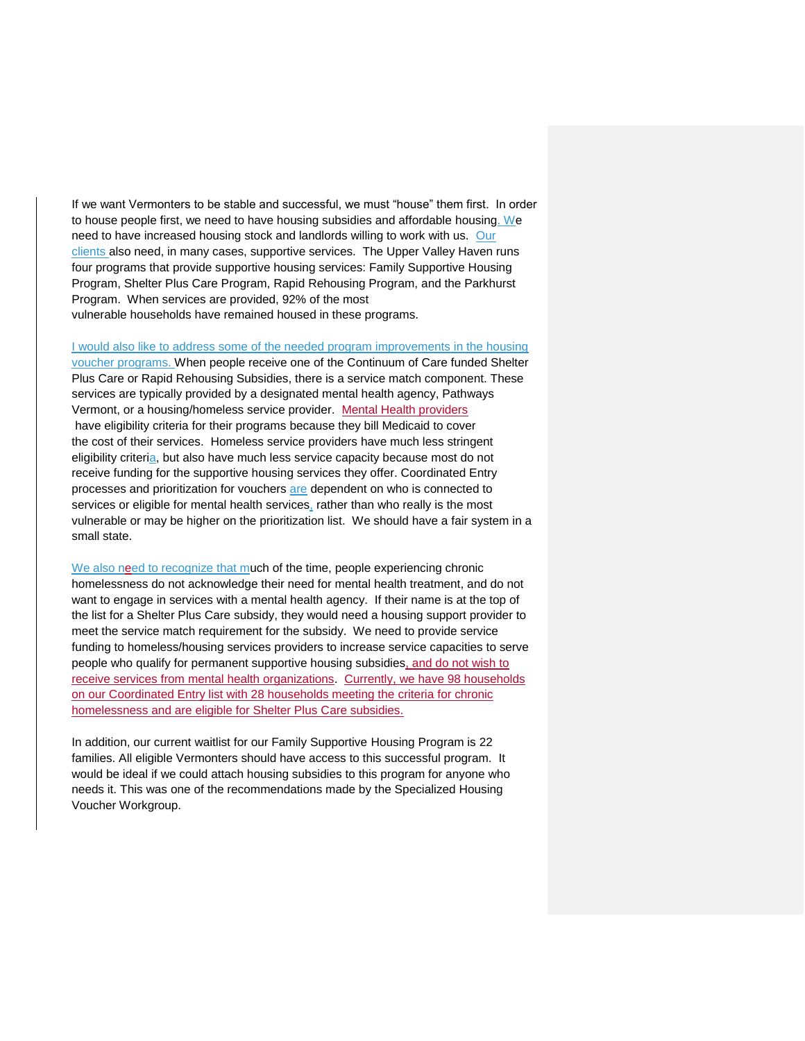If we want Vermonters to be stable and successful, we must "house" them first. In order to house people first, we need to have housing subsidies and affordable housing. We need to have increased housing stock and landlords willing to work with us. Our clients also need, in many cases, supportive services. The Upper Valley Haven runs four programs that provide supportive housing services: Family Supportive Housing Program, Shelter Plus Care Program, Rapid Rehousing Program, and the Parkhurst Program. When services are provided, 92% of the most vulnerable households have remained housed in these programs.

I would also like to address some of the needed program improvements in the housing voucher programs. When people receive one of the Continuum of Care funded Shelter Plus Care or Rapid Rehousing Subsidies, there is a service match component. These services are typically provided by a designated mental health agency, Pathways Vermont, or a housing/homeless service provider. Mental Health providers have eligibility criteria for their programs because they bill Medicaid to cover the cost of their services. Homeless service providers have much less stringent eligibility criteria, but also have much less service capacity because most do not receive funding for the supportive housing services they offer. Coordinated Entry processes and prioritization for vouchers are dependent on who is connected to services or eligible for mental health services, rather than who really is the most vulnerable or may be higher on the prioritization list. We should have a fair system in a small state.

We also need to recognize that much of the time, people experiencing chronic homelessness do not acknowledge their need for mental health treatment, and do not want to engage in services with a mental health agency. If their name is at the top of the list for a Shelter Plus Care subsidy, they would need a housing support provider to meet the service match requirement for the subsidy. We need to provide service funding to homeless/housing services providers to increase service capacities to serve people who qualify for permanent supportive housing subsidies, and do not wish to receive services from mental health organizations. Currently, we have 98 households on our Coordinated Entry list with 28 households meeting the criteria for chronic homelessness and are eligible for Shelter Plus Care subsidies.

In addition, our current waitlist for our Family Supportive Housing Program is 22 families. All eligible Vermonters should have access to this successful program. It would be ideal if we could attach housing subsidies to this program for anyone who needs it. This was one of the recommendations made by the Specialized Housing Voucher Workgroup.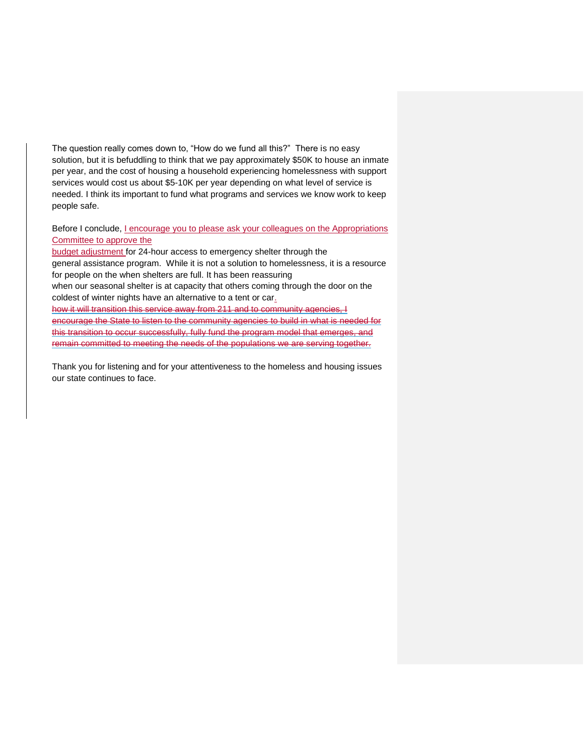The question really comes down to, "How do we fund all this?" There is no easy solution, but it is befuddling to think that we pay approximately $50K to house an inmate per year, and the cost of housing a household experiencing homelessness with support services would cost us about $5-10K per year depending on what level of service is needed. I think its important to fund what programs and services we know work to keep people safe.

Before I conclude, I encourage you to please ask your colleagues on the Appropriations Committee to approve the budget adjustment for 24-hour access to emergency shelter through the general assistance program. While it is not a solution to homelessness, it is a resource for people on the when shelters are full. It has been reassuring when our seasonal shelter is at capacity that others coming through the door on the coldest of winter nights have an alternative to a tent or car. ~~how it will transition this service away from 211 and to community agencies, I encourage the State to listen to the community agencies to build in what is needed for this transition to occur successfully, fully fund the program model that emerges, and remain committed to meeting the needs of the populations we are serving together.~~

Thank you for listening and for your attentiveness to the homeless and housing issues our state continues to face.